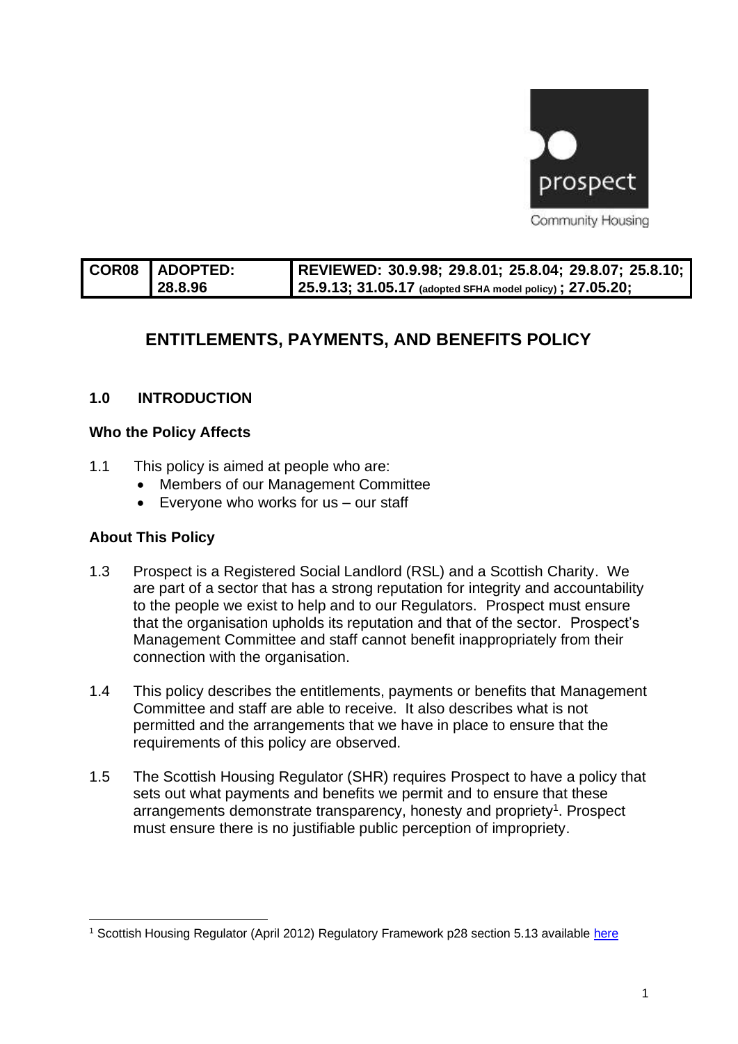prospect

Community Housing

| COR08 | ADOPTED: 28.8.96 | REVIEWED: 30.9.98; 29.8.01; 25.8.04; 29.8.07; 25.8.10; 25.9.13; 31.05.17 (adopted SFHA model policy) ; 27.05.20; |
|---|---|---|

# ENTITLEMENTS, PAYMENTS, AND BENEFITS POLICY

## 1.0 INTRODUCTION

### Who the Policy Affects

1.1 This policy is aimed at people who are:

- Members of our Management Committee
- Everyone who works for us – our staff

### About This Policy

1.3 Prospect is a Registered Social Landlord (RSL) and a Scottish Charity. We are part of a sector that has a strong reputation for integrity and accountability to the people we exist to help and to our Regulators. Prospect must ensure that the organisation upholds its reputation and that of the sector. Prospect's Management Committee and staff cannot benefit inappropriately from their connection with the organisation.

1.4 This policy describes the entitlements, payments or benefits that Management Committee and staff are able to receive. It also describes what is not permitted and the arrangements that we have in place to ensure that the requirements of this policy are observed.

1.5 The Scottish Housing Regulator (SHR) requires Prospect to have a policy that sets out what payments and benefits we permit and to ensure that these arrangements demonstrate transparency, honesty and propriety[1]. Prospect must ensure there is no justifiable public perception of impropriety.

[1] Scottish Housing Regulator (April 2012) Regulatory Framework p28 section 5.13 available here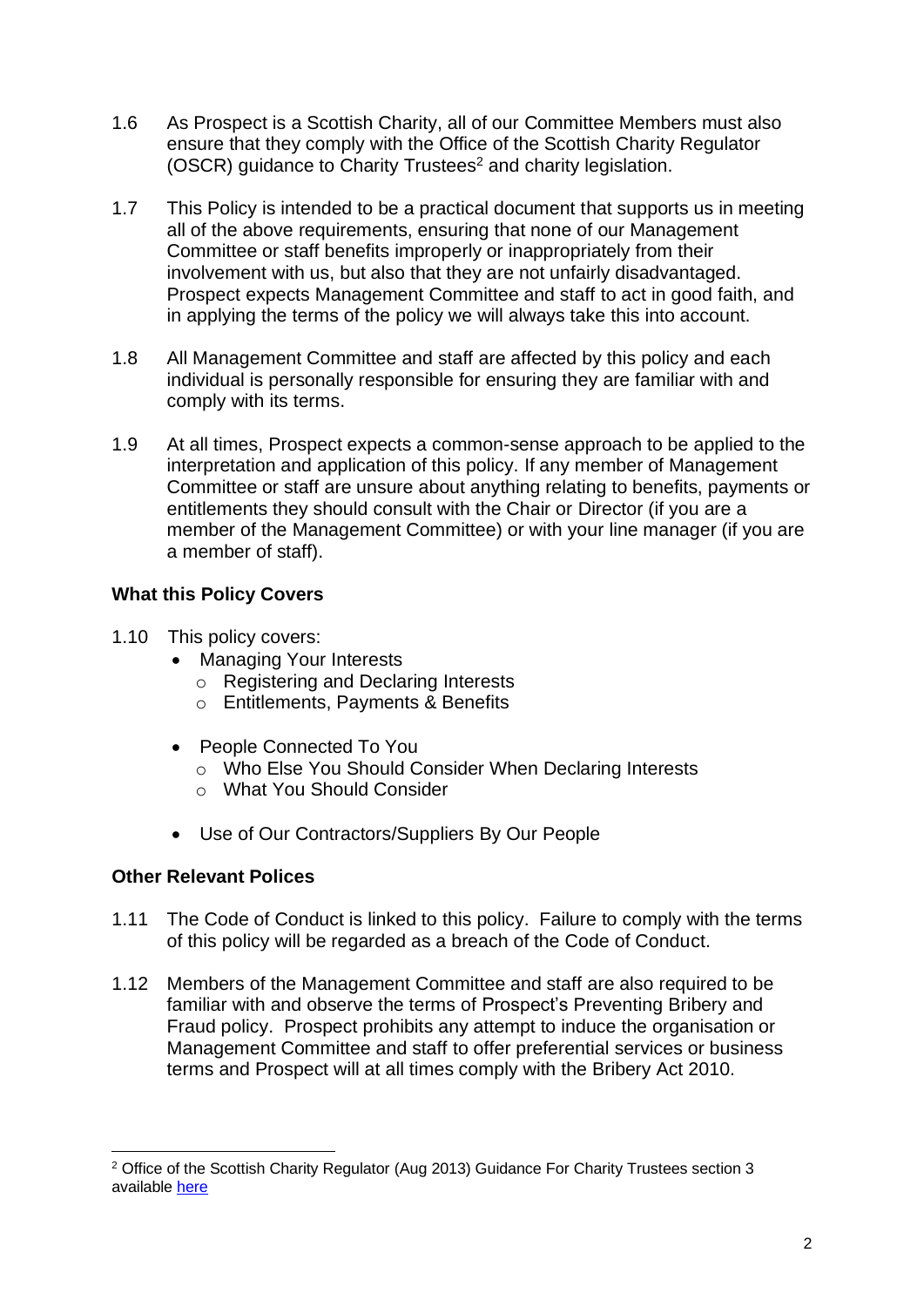1.6 As Prospect is a Scottish Charity, all of our Committee Members must also ensure that they comply with the Office of the Scottish Charity Regulator (OSCR) guidance to Charity Trustees[2] and charity legislation.

1.7 This Policy is intended to be a practical document that supports us in meeting all of the above requirements, ensuring that none of our Management Committee or staff benefits improperly or inappropriately from their involvement with us, but also that they are not unfairly disadvantaged. Prospect expects Management Committee and staff to act in good faith, and in applying the terms of the policy we will always take this into account.

1.8 All Management Committee and staff are affected by this policy and each individual is personally responsible for ensuring they are familiar with and comply with its terms.

1.9 At all times, Prospect expects a common-sense approach to be applied to the interpretation and application of this policy. If any member of Management Committee or staff are unsure about anything relating to benefits, payments or entitlements they should consult with the Chair or Director (if you are a member of the Management Committee) or with your line manager (if you are a member of staff).

**What this Policy Covers**

1.10 This policy covers:

- Managing Your Interests
  - Registering and Declaring Interests
  - Entitlements, Payments & Benefits
- People Connected To You
  - Who Else You Should Consider When Declaring Interests
  - What You Should Consider
- Use of Our Contractors/Suppliers By Our People

**Other Relevant Polices**

1.11 The Code of Conduct is linked to this policy. Failure to comply with the terms of this policy will be regarded as a breach of the Code of Conduct.

1.12 Members of the Management Committee and staff are also required to be familiar with and observe the terms of Prospect's Preventing Bribery and Fraud policy. Prospect prohibits any attempt to induce the organisation or Management Committee and staff to offer preferential services or business terms and Prospect will at all times comply with the Bribery Act 2010.

[2] Office of the Scottish Charity Regulator (Aug 2013) Guidance For Charity Trustees section 3 available here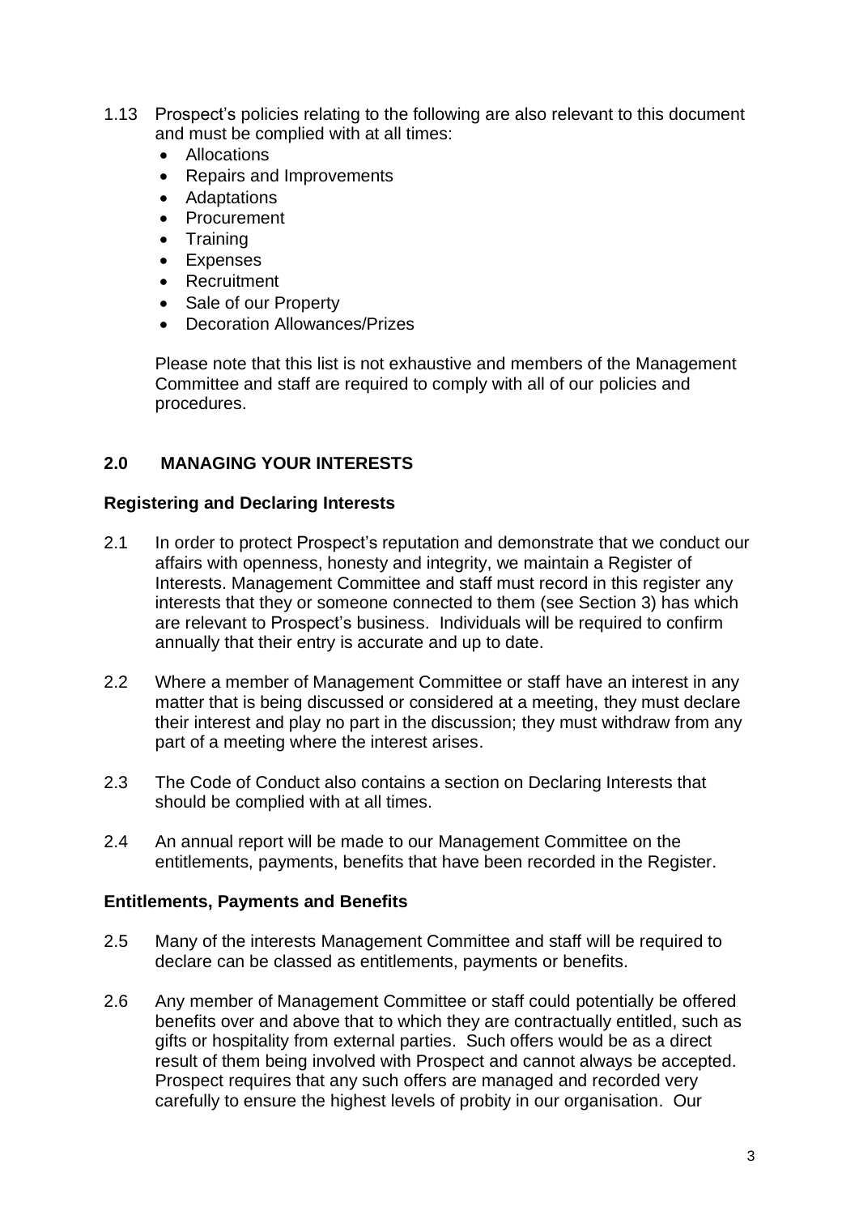1.13 Prospect's policies relating to the following are also relevant to this document and must be complied with at all times:

- Allocations
- Repairs and Improvements
- Adaptations
- Procurement
- Training
- Expenses
- Recruitment
- Sale of our Property
- Decoration Allowances/Prizes

Please note that this list is not exhaustive and members of the Management Committee and staff are required to comply with all of our policies and procedures.

## 2.0 MANAGING YOUR INTERESTS

### Registering and Declaring Interests

2.1 In order to protect Prospect's reputation and demonstrate that we conduct our affairs with openness, honesty and integrity, we maintain a Register of Interests. Management Committee and staff must record in this register any interests that they or someone connected to them (see Section 3) has which are relevant to Prospect's business. Individuals will be required to confirm annually that their entry is accurate and up to date.

2.2 Where a member of Management Committee or staff have an interest in any matter that is being discussed or considered at a meeting, they must declare their interest and play no part in the discussion; they must withdraw from any part of a meeting where the interest arises.

2.3 The Code of Conduct also contains a section on Declaring Interests that should be complied with at all times.

2.4 An annual report will be made to our Management Committee on the entitlements, payments, benefits that have been recorded in the Register.

### Entitlements, Payments and Benefits

2.5 Many of the interests Management Committee and staff will be required to declare can be classed as entitlements, payments or benefits.

2.6 Any member of Management Committee or staff could potentially be offered benefits over and above that to which they are contractually entitled, such as gifts or hospitality from external parties. Such offers would be as a direct result of them being involved with Prospect and cannot always be accepted. Prospect requires that any such offers are managed and recorded very carefully to ensure the highest levels of probity in our organisation. Our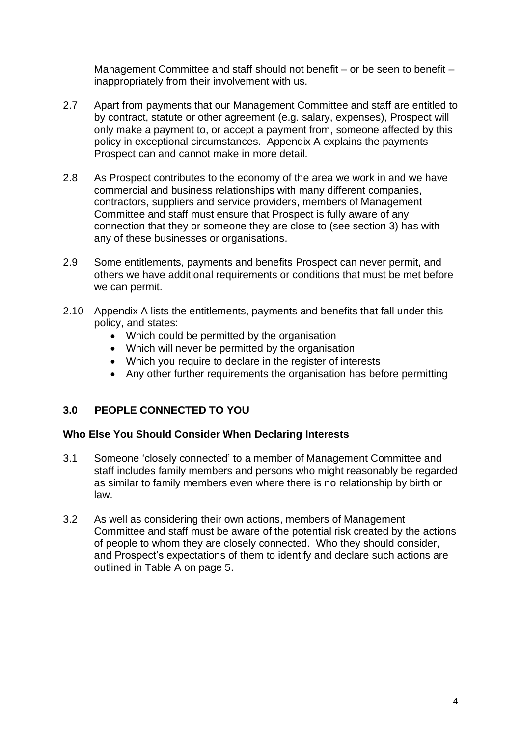Management Committee and staff should not benefit – or be seen to benefit – inappropriately from their involvement with us.

2.7 Apart from payments that our Management Committee and staff are entitled to by contract, statute or other agreement (e.g. salary, expenses), Prospect will only make a payment to, or accept a payment from, someone affected by this policy in exceptional circumstances. Appendix A explains the payments Prospect can and cannot make in more detail.

2.8 As Prospect contributes to the economy of the area we work in and we have commercial and business relationships with many different companies, contractors, suppliers and service providers, members of Management Committee and staff must ensure that Prospect is fully aware of any connection that they or someone they are close to (see section 3) has with any of these businesses or organisations.

2.9 Some entitlements, payments and benefits Prospect can never permit, and others we have additional requirements or conditions that must be met before we can permit.

2.10 Appendix A lists the entitlements, payments and benefits that fall under this policy, and states:

- Which could be permitted by the organisation
- Which will never be permitted by the organisation
- Which you require to declare in the register of interests
- Any other further requirements the organisation has before permitting

## 3.0 PEOPLE CONNECTED TO YOU

### Who Else You Should Consider When Declaring Interests

3.1 Someone 'closely connected' to a member of Management Committee and staff includes family members and persons who might reasonably be regarded as similar to family members even where there is no relationship by birth or law.

3.2 As well as considering their own actions, members of Management Committee and staff must be aware of the potential risk created by the actions of people to whom they are closely connected. Who they should consider, and Prospect's expectations of them to identify and declare such actions are outlined in Table A on page 5.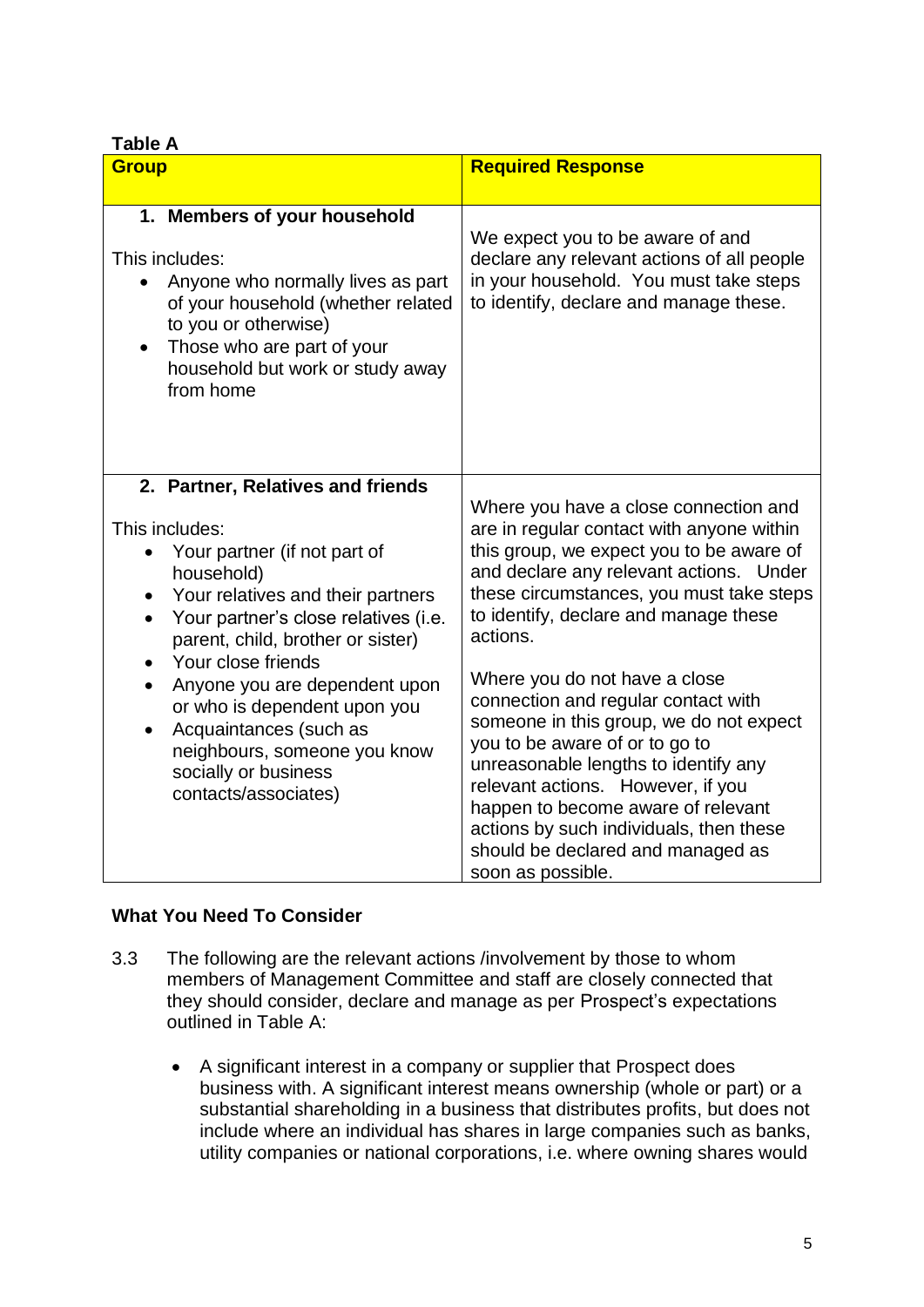**Table A**

| Group | Required Response |
|---|---|
| **1. Members of your household**<br><br>This includes:<br>• Anyone who normally lives as part of your household (whether related to you or otherwise)<br>• Those who are part of your household but work or study away from home | We expect you to be aware of and declare any relevant actions of all people in your household. You must take steps to identify, declare and manage these. |
| **2. Partner, Relatives and friends**<br><br>This includes:<br>• Your partner (if not part of household)<br>• Your relatives and their partners<br>• Your partner's close relatives (i.e. parent, child, brother or sister)<br>• Your close friends<br>• Anyone you are dependent upon or who is dependent upon you<br>• Acquaintances (such as neighbours, someone you know socially or business contacts/associates) | Where you have a close connection and are in regular contact with anyone within this group, we expect you to be aware of and declare any relevant actions. Under these circumstances, you must take steps to identify, declare and manage these actions.<br><br>Where you do not have a close connection and regular contact with someone in this group, we do not expect you to be aware of or to go to unreasonable lengths to identify any relevant actions. However, if you happen to become aware of relevant actions by such individuals, then these should be declared and managed as soon as possible. |

**What You Need To Consider**

3.3 The following are the relevant actions /involvement by those to whom members of Management Committee and staff are closely connected that they should consider, declare and manage as per Prospect's expectations outlined in Table A:

- A significant interest in a company or supplier that Prospect does business with. A significant interest means ownership (whole or part) or a substantial shareholding in a business that distributes profits, but does not include where an individual has shares in large companies such as banks, utility companies or national corporations, i.e. where owning shares would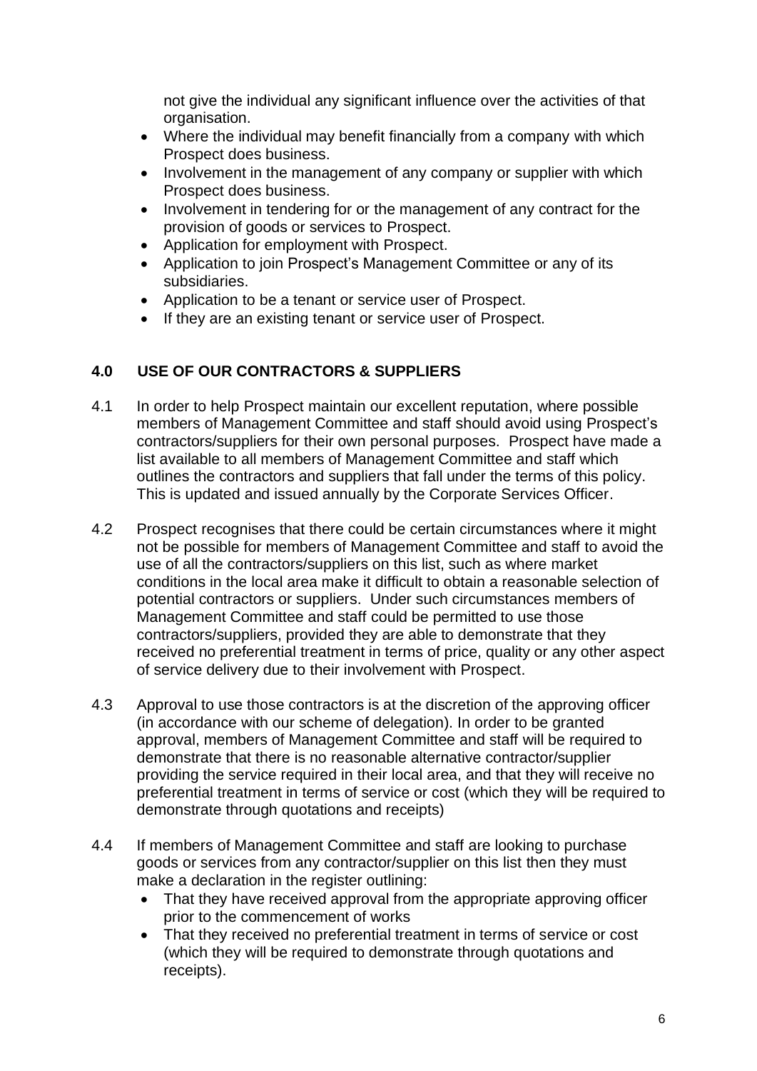not give the individual any significant influence over the activities of that organisation.

- Where the individual may benefit financially from a company with which Prospect does business.
- Involvement in the management of any company or supplier with which Prospect does business.
- Involvement in tendering for or the management of any contract for the provision of goods or services to Prospect.
- Application for employment with Prospect.
- Application to join Prospect's Management Committee or any of its subsidiaries.
- Application to be a tenant or service user of Prospect.
- If they are an existing tenant or service user of Prospect.

## 4.0 USE OF OUR CONTRACTORS & SUPPLIERS

4.1 In order to help Prospect maintain our excellent reputation, where possible members of Management Committee and staff should avoid using Prospect's contractors/suppliers for their own personal purposes. Prospect have made a list available to all members of Management Committee and staff which outlines the contractors and suppliers that fall under the terms of this policy. This is updated and issued annually by the Corporate Services Officer.

4.2 Prospect recognises that there could be certain circumstances where it might not be possible for members of Management Committee and staff to avoid the use of all the contractors/suppliers on this list, such as where market conditions in the local area make it difficult to obtain a reasonable selection of potential contractors or suppliers. Under such circumstances members of Management Committee and staff could be permitted to use those contractors/suppliers, provided they are able to demonstrate that they received no preferential treatment in terms of price, quality or any other aspect of service delivery due to their involvement with Prospect.

4.3 Approval to use those contractors is at the discretion of the approving officer (in accordance with our scheme of delegation). In order to be granted approval, members of Management Committee and staff will be required to demonstrate that there is no reasonable alternative contractor/supplier providing the service required in their local area, and that they will receive no preferential treatment in terms of service or cost (which they will be required to demonstrate through quotations and receipts)

4.4 If members of Management Committee and staff are looking to purchase goods or services from any contractor/supplier on this list then they must make a declaration in the register outlining:

- That they have received approval from the appropriate approving officer prior to the commencement of works
- That they received no preferential treatment in terms of service or cost (which they will be required to demonstrate through quotations and receipts).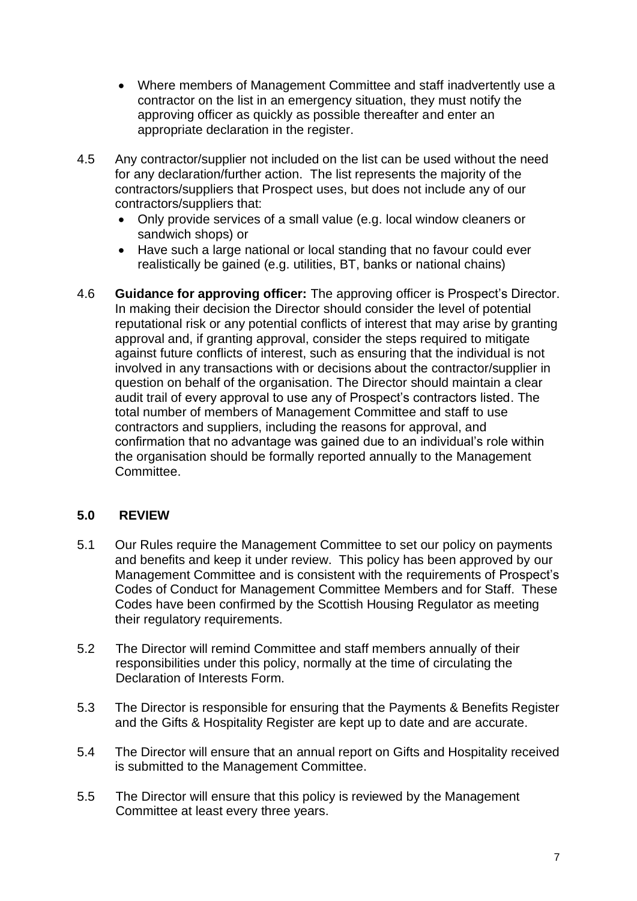- Where members of Management Committee and staff inadvertently use a contractor on the list in an emergency situation, they must notify the approving officer as quickly as possible thereafter and enter an appropriate declaration in the register.

4.5 Any contractor/supplier not included on the list can be used without the need for any declaration/further action. The list represents the majority of the contractors/suppliers that Prospect uses, but does not include any of our contractors/suppliers that:

- Only provide services of a small value (e.g. local window cleaners or sandwich shops) or
- Have such a large national or local standing that no favour could ever realistically be gained (e.g. utilities, BT, banks or national chains)

4.6 **Guidance for approving officer:** The approving officer is Prospect's Director. In making their decision the Director should consider the level of potential reputational risk or any potential conflicts of interest that may arise by granting approval and, if granting approval, consider the steps required to mitigate against future conflicts of interest, such as ensuring that the individual is not involved in any transactions with or decisions about the contractor/supplier in question on behalf of the organisation. The Director should maintain a clear audit trail of every approval to use any of Prospect's contractors listed. The total number of members of Management Committee and staff to use contractors and suppliers, including the reasons for approval, and confirmation that no advantage was gained due to an individual's role within the organisation should be formally reported annually to the Management Committee.

## 5.0 REVIEW

5.1 Our Rules require the Management Committee to set our policy on payments and benefits and keep it under review. This policy has been approved by our Management Committee and is consistent with the requirements of Prospect's Codes of Conduct for Management Committee Members and for Staff. These Codes have been confirmed by the Scottish Housing Regulator as meeting their regulatory requirements.

5.2 The Director will remind Committee and staff members annually of their responsibilities under this policy, normally at the time of circulating the Declaration of Interests Form.

5.3 The Director is responsible for ensuring that the Payments & Benefits Register and the Gifts & Hospitality Register are kept up to date and are accurate.

5.4 The Director will ensure that an annual report on Gifts and Hospitality received is submitted to the Management Committee.

5.5 The Director will ensure that this policy is reviewed by the Management Committee at least every three years.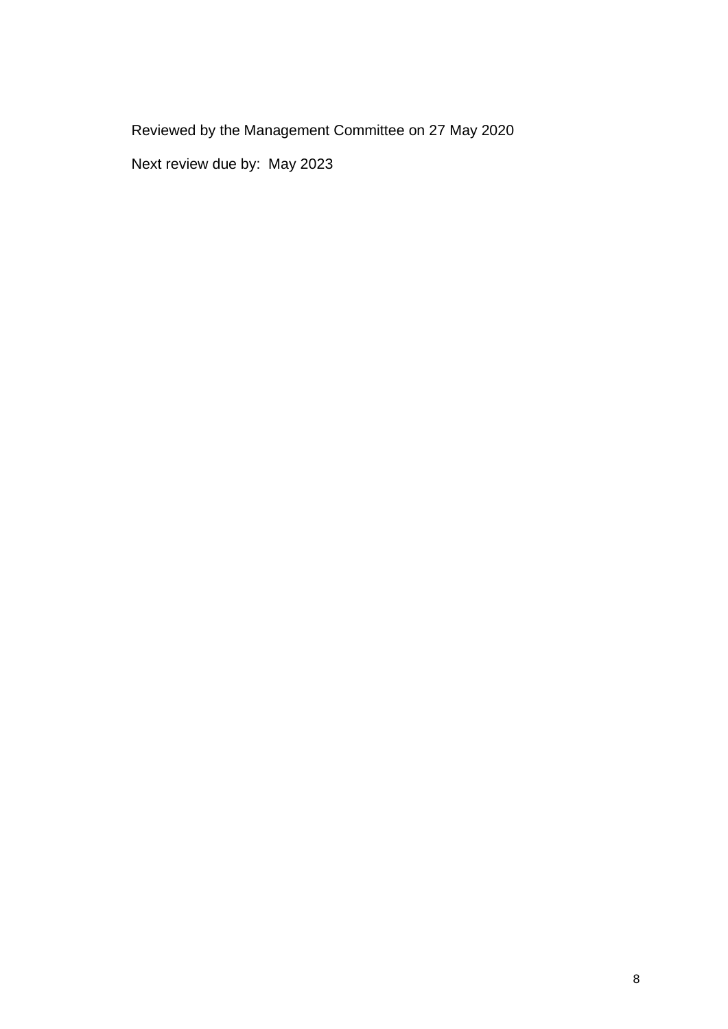Reviewed by the Management Committee on 27 May 2020

Next review due by: May 2023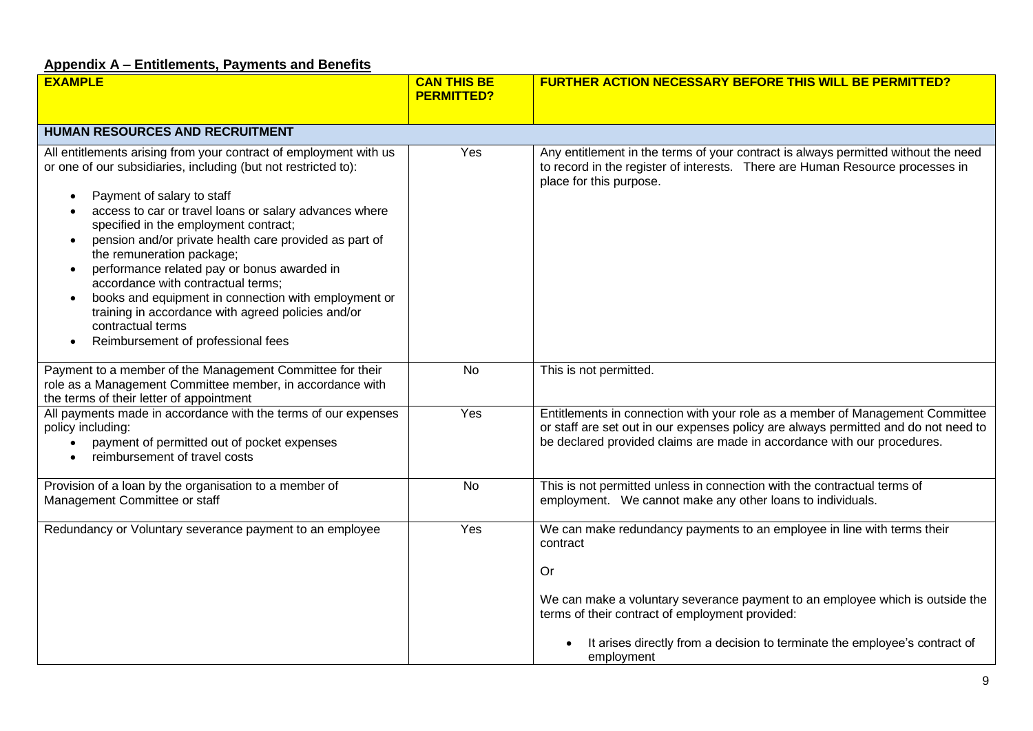## Appendix A – Entitlements, Payments and Benefits

| EXAMPLE | CAN THIS BE PERMITTED? | FURTHER ACTION NECESSARY BEFORE THIS WILL BE PERMITTED? |
|---|---|---|
| **HUMAN RESOURCES AND RECRUITMENT** | | |
| All entitlements arising from your contract of employment with us or one of our subsidiaries, including (but not restricted to):<br>• Payment of salary to staff<br>• access to car or travel loans or salary advances where specified in the employment contract;<br>• pension and/or private health care provided as part of the remuneration package;<br>• performance related pay or bonus awarded in accordance with contractual terms;<br>• books and equipment in connection with employment or training in accordance with agreed policies and/or contractual terms<br>• Reimbursement of professional fees | Yes | Any entitlement in the terms of your contract is always permitted without the need to record in the register of interests. There are Human Resource processes in place for this purpose. |
| Payment to a member of the Management Committee for their role as a Management Committee member, in accordance with the terms of their letter of appointment | No | This is not permitted. |
| All payments made in accordance with the terms of our expenses policy including:<br>• payment of permitted out of pocket expenses<br>• reimbursement of travel costs | Yes | Entitlements in connection with your role as a member of Management Committee or staff are set out in our expenses policy are always permitted and do not need to be declared provided claims are made in accordance with our procedures. |
| Provision of a loan by the organisation to a member of Management Committee or staff | No | This is not permitted unless in connection with the contractual terms of employment. We cannot make any other loans to individuals. |
| Redundancy or Voluntary severance payment to an employee | Yes | We can make redundancy payments to an employee in line with terms their contract<br><br>Or<br><br>We can make a voluntary severance payment to an employee which is outside the terms of their contract of employment provided:<br>• It arises directly from a decision to terminate the employee's contract of employment |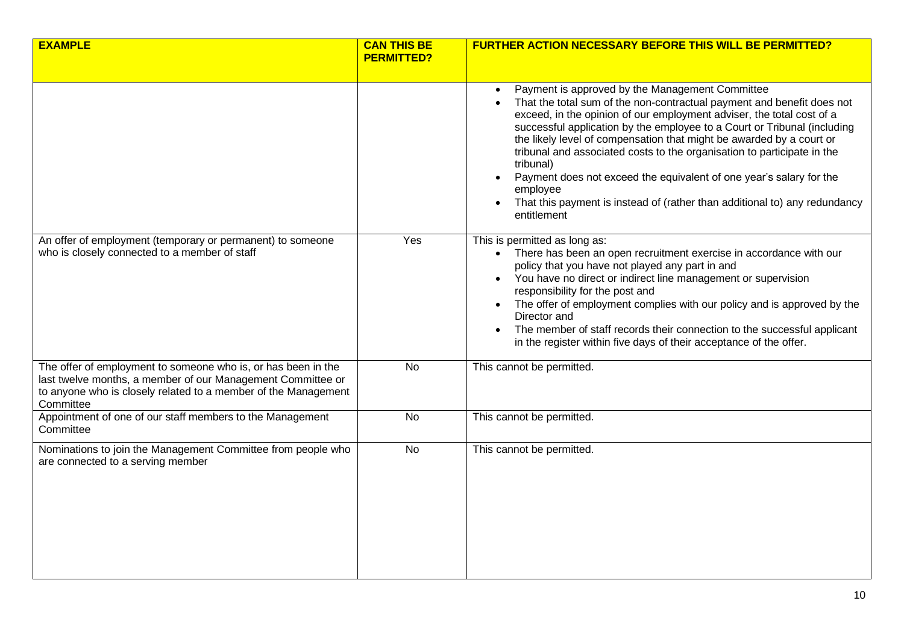| EXAMPLE | CAN THIS BE PERMITTED? | FURTHER ACTION NECESSARY BEFORE THIS WILL BE PERMITTED? |
|---|---|---|
| | | • Payment is approved by the Management Committee<br>• That the total sum of the non-contractual payment and benefit does not exceed, in the opinion of our employment adviser, the total cost of a successful application by the employee to a Court or Tribunal (including the likely level of compensation that might be awarded by a court or tribunal and associated costs to the organisation to participate in the tribunal)<br>• Payment does not exceed the equivalent of one year's salary for the employee<br>• That this payment is instead of (rather than additional to) any redundancy entitlement |
| An offer of employment (temporary or permanent) to someone who is closely connected to a member of staff | Yes | This is permitted as long as:<br>• There has been an open recruitment exercise in accordance with our policy that you have not played any part in and<br>• You have no direct or indirect line management or supervision responsibility for the post and<br>• The offer of employment complies with our policy and is approved by the Director and<br>• The member of staff records their connection to the successful applicant in the register within five days of their acceptance of the offer. |
| The offer of employment to someone who is, or has been in the last twelve months, a member of our Management Committee or to anyone who is closely related to a member of the Management Committee | No | This cannot be permitted. |
| Appointment of one of our staff members to the Management Committee | No | This cannot be permitted. |
| Nominations to join the Management Committee from people who are connected to a serving member | No | This cannot be permitted. |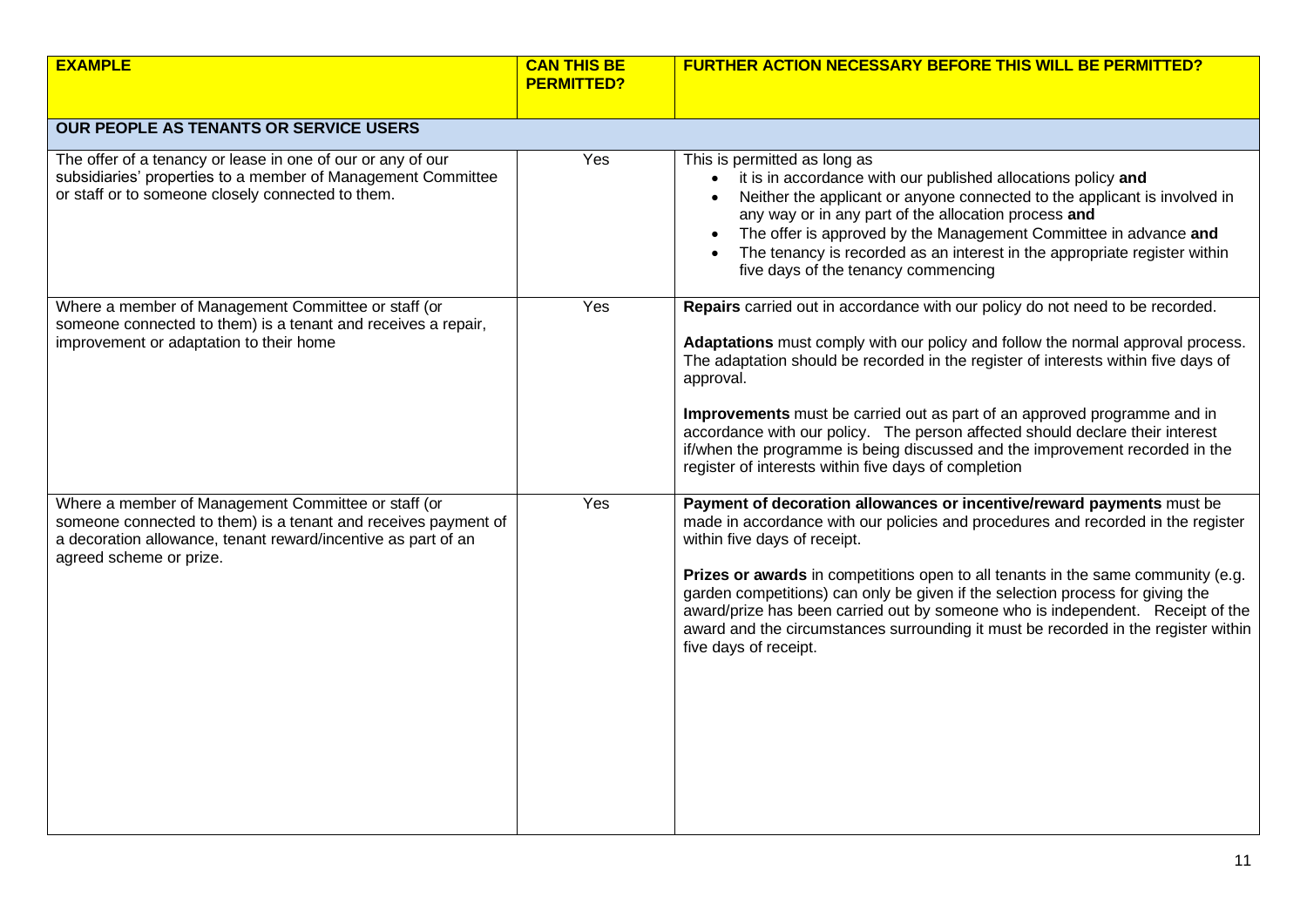| EXAMPLE | CAN THIS BE PERMITTED? | FURTHER ACTION NECESSARY BEFORE THIS WILL BE PERMITTED? |
|---|---|---|
| **OUR PEOPLE AS TENANTS OR SERVICE USERS** | | |
| The offer of a tenancy or lease in one of our or any of our subsidiaries' properties to a member of Management Committee or staff or to someone closely connected to them. | Yes | This is permitted as long as<br>• it is in accordance with our published allocations policy **and**<br>• Neither the applicant or anyone connected to the applicant is involved in any way or in any part of the allocation process **and**<br>• The offer is approved by the Management Committee in advance **and**<br>• The tenancy is recorded as an interest in the appropriate register within five days of the tenancy commencing |
| Where a member of Management Committee or staff (or someone connected to them) is a tenant and receives a repair, improvement or adaptation to their home | Yes | **Repairs** carried out in accordance with our policy do not need to be recorded.<br><br>**Adaptations** must comply with our policy and follow the normal approval process. The adaptation should be recorded in the register of interests within five days of approval.<br><br>**Improvements** must be carried out as part of an approved programme and in accordance with our policy. The person affected should declare their interest if/when the programme is being discussed and the improvement recorded in the register of interests within five days of completion |
| Where a member of Management Committee or staff (or someone connected to them) is a tenant and receives payment of a decoration allowance, tenant reward/incentive as part of an agreed scheme or prize. | Yes | **Payment of decoration allowances or incentive/reward payments** must be made in accordance with our policies and procedures and recorded in the register within five days of receipt.<br><br>**Prizes or awards** in competitions open to all tenants in the same community (e.g. garden competitions) can only be given if the selection process for giving the award/prize has been carried out by someone who is independent. Receipt of the award and the circumstances surrounding it must be recorded in the register within five days of receipt. |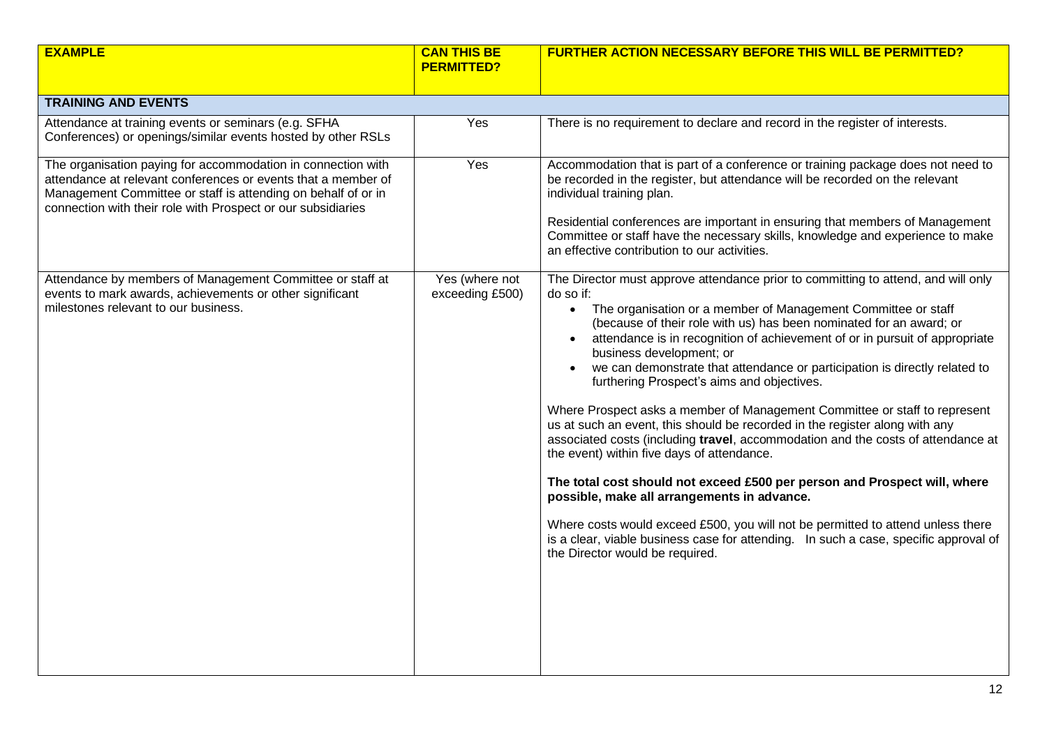| EXAMPLE | CAN THIS BE PERMITTED? | FURTHER ACTION NECESSARY BEFORE THIS WILL BE PERMITTED? |
|---|---|---|
| **TRAINING AND EVENTS** | | |
| Attendance at training events or seminars (e.g. SFHA Conferences) or openings/similar events hosted by other RSLs | Yes | There is no requirement to declare and record in the register of interests. |
| The organisation paying for accommodation in connection with attendance at relevant conferences or events that a member of Management Committee or staff is attending on behalf of or in connection with their role with Prospect or our subsidiaries | Yes | Accommodation that is part of a conference or training package does not need to be recorded in the register, but attendance will be recorded on the relevant individual training plan.<br><br>Residential conferences are important in ensuring that members of Management Committee or staff have the necessary skills, knowledge and experience to make an effective contribution to our activities. |
| Attendance by members of Management Committee or staff at events to mark awards, achievements or other significant milestones relevant to our business. | Yes (where not exceeding £500) | The Director must approve attendance prior to committing to attend, and will only do so if:<br>• The organisation or a member of Management Committee or staff (because of their role with us) has been nominated for an award; or<br>• attendance is in recognition of achievement of or in pursuit of appropriate business development; or<br>• we can demonstrate that attendance or participation is directly related to furthering Prospect's aims and objectives.<br><br>Where Prospect asks a member of Management Committee or staff to represent us at such an event, this should be recorded in the register along with any associated costs (including **travel**, accommodation and the costs of attendance at the event) within five days of attendance.<br><br>**The total cost should not exceed £500 per person and Prospect will, where possible, make all arrangements in advance.**<br><br>Where costs would exceed £500, you will not be permitted to attend unless there is a clear, viable business case for attending. In such a case, specific approval of the Director would be required. |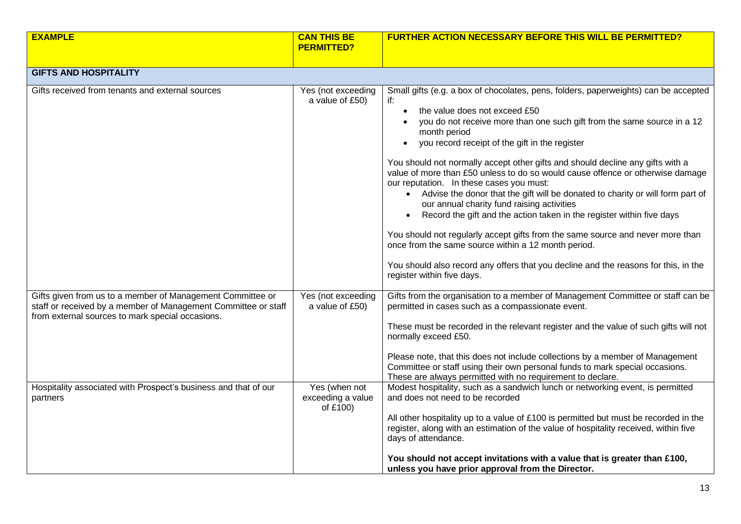| **EXAMPLE** | **CAN THIS BE PERMITTED?** | **FURTHER ACTION NECESSARY BEFORE THIS WILL BE PERMITTED?** |
|---|---|---|
| **GIFTS AND HOSPITALITY** | | |
| Gifts received from tenants and external sources | Yes (not exceeding a value of £50) | Small gifts (e.g. a box of chocolates, pens, folders, paperweights) can be accepted if:<br>• the value does not exceed £50<br>• you do not receive more than one such gift from the same source in a 12 month period<br>• you record receipt of the gift in the register<br><br>You should not normally accept other gifts and should decline any gifts with a value of more than £50 unless to do so would cause offence or otherwise damage our reputation. In these cases you must:<br>• Advise the donor that the gift will be donated to charity or will form part of our annual charity fund raising activities<br>• Record the gift and the action taken in the register within five days<br><br>You should not regularly accept gifts from the same source and never more than once from the same source within a 12 month period.<br><br>You should also record any offers that you decline and the reasons for this, in the register within five days. |
| Gifts given from us to a member of Management Committee or staff or received by a member of Management Committee or staff from external sources to mark special occasions. | Yes (not exceeding a value of £50) | Gifts from the organisation to a member of Management Committee or staff can be permitted in cases such as a compassionate event.<br><br>These must be recorded in the relevant register and the value of such gifts will not normally exceed £50.<br><br>Please note, that this does not include collections by a member of Management Committee or staff using their own personal funds to mark special occasions. These are always permitted with no requirement to declare. |
| Hospitality associated with Prospect's business and that of our partners | Yes (when not exceeding a value of £100) | Modest hospitality, such as a sandwich lunch or networking event, is permitted and does not need to be recorded<br><br>All other hospitality up to a value of £100 is permitted but must be recorded in the register, along with an estimation of the value of hospitality received, within five days of attendance.<br><br>**You should not accept invitations with a value that is greater than £100, unless you have prior approval from the Director.** |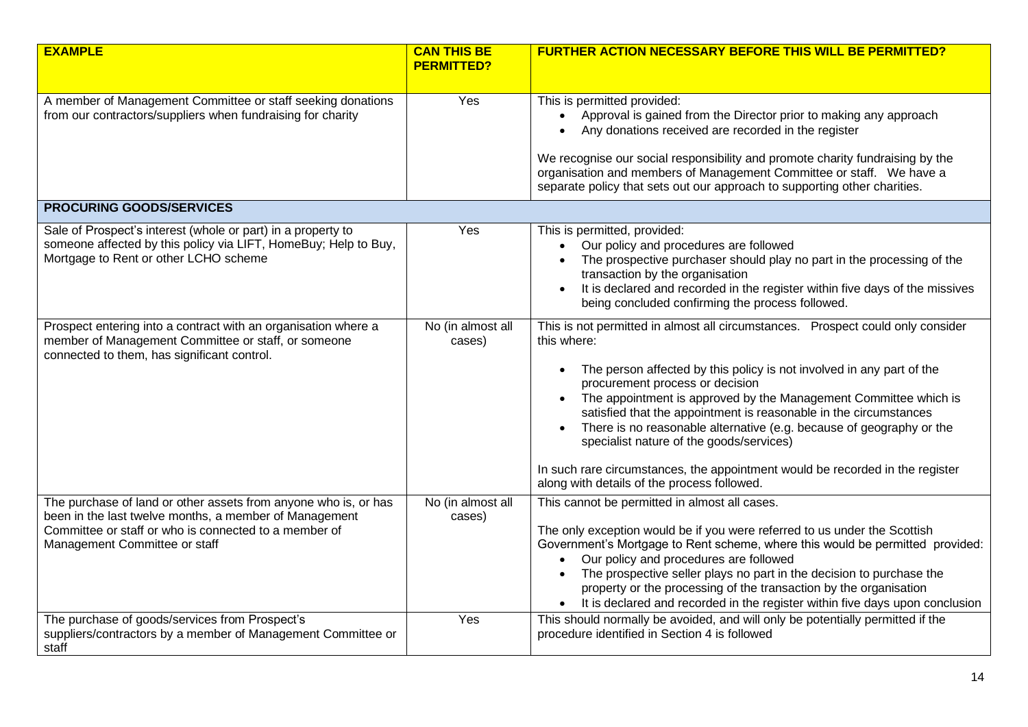| EXAMPLE | CAN THIS BE PERMITTED? | FURTHER ACTION NECESSARY BEFORE THIS WILL BE PERMITTED? |
|---|---|---|
| A member of Management Committee or staff seeking donations from our contractors/suppliers when fundraising for charity | Yes | This is permitted provided:<br>• Approval is gained from the Director prior to making any approach<br>• Any donations received are recorded in the register<br><br>We recognise our social responsibility and promote charity fundraising by the organisation and members of Management Committee or staff. We have a separate policy that sets out our approach to supporting other charities. |
| **PROCURING GOODS/SERVICES** | | |
| Sale of Prospect's interest (whole or part) in a property to someone affected by this policy via LIFT, HomeBuy; Help to Buy, Mortgage to Rent or other LCHO scheme | Yes | This is permitted, provided:<br>• Our policy and procedures are followed<br>• The prospective purchaser should play no part in the processing of the transaction by the organisation<br>• It is declared and recorded in the register within five days of the missives being concluded confirming the process followed. |
| Prospect entering into a contract with an organisation where a member of Management Committee or staff, or someone connected to them, has significant control. | No (in almost all cases) | This is not permitted in almost all circumstances. Prospect could only consider this where:<br><br>• The person affected by this policy is not involved in any part of the procurement process or decision<br>• The appointment is approved by the Management Committee which is satisfied that the appointment is reasonable in the circumstances<br>• There is no reasonable alternative (e.g. because of geography or the specialist nature of the goods/services)<br><br>In such rare circumstances, the appointment would be recorded in the register along with details of the process followed. |
| The purchase of land or other assets from anyone who is, or has been in the last twelve months, a member of Management Committee or staff or who is connected to a member of Management Committee or staff | No (in almost all cases) | This cannot be permitted in almost all cases.<br><br>The only exception would be if you were referred to us under the Scottish Government's Mortgage to Rent scheme, where this would be permitted provided:<br>• Our policy and procedures are followed<br>• The prospective seller plays no part in the decision to purchase the property or the processing of the transaction by the organisation<br>• It is declared and recorded in the register within five days upon conclusion |
| The purchase of goods/services from Prospect's suppliers/contractors by a member of Management Committee or staff | Yes | This should normally be avoided, and will only be potentially permitted if the procedure identified in Section 4 is followed |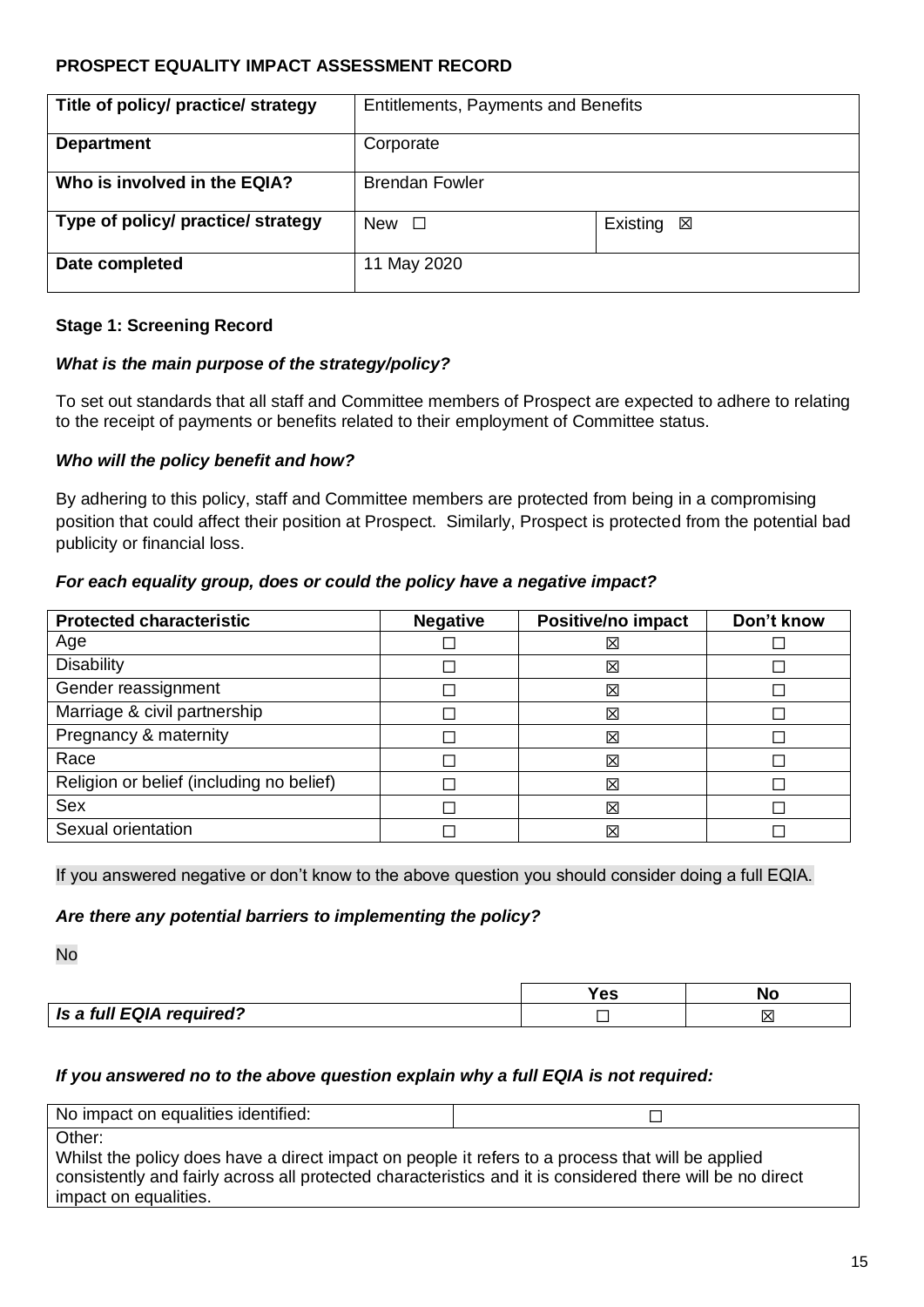**PROSPECT EQUALITY IMPACT ASSESSMENT RECORD**

| | | |
|---|---|---|
| **Title of policy/ practice/ strategy** | Entitlements, Payments and Benefits | |
| **Department** | Corporate | |
| **Who is involved in the EQIA?** | Brendan Fowler | |
| **Type of policy/ practice/ strategy** | New ☐ | Existing ☒ |
| **Date completed** | 11 May 2020 | |

**Stage 1: Screening Record**

***What is the main purpose of the strategy/policy?***

To set out standards that all staff and Committee members of Prospect are expected to adhere to relating to the receipt of payments or benefits related to their employment of Committee status.

***Who will the policy benefit and how?***

By adhering to this policy, staff and Committee members are protected from being in a compromising position that could affect their position at Prospect. Similarly, Prospect is protected from the potential bad publicity or financial loss.

***For each equality group, does or could the policy have a negative impact?***

| Protected characteristic | Negative | Positive/no impact | Don't know |
|---|---|---|---|
| Age | ☐ | ☒ | ☐ |
| Disability | ☐ | ☒ | ☐ |
| Gender reassignment | ☐ | ☒ | ☐ |
| Marriage & civil partnership | ☐ | ☒ | ☐ |
| Pregnancy & maternity | ☐ | ☒ | ☐ |
| Race | ☐ | ☒ | ☐ |
| Religion or belief (including no belief) | ☐ | ☒ | ☐ |
| Sex | ☐ | ☒ | ☐ |
| Sexual orientation | ☐ | ☒ | ☐ |

If you answered negative or don't know to the above question you should consider doing a full EQIA.

***Are there any potential barriers to implementing the policy?***

No

| | Yes | No |
|---|---|---|
| ***Is a full EQIA required?*** | ☐ | ☒ |

***If you answered no to the above question explain why a full EQIA is not required:***

| | |
|---|---|
| No impact on equalities identified: | ☐ |
| Other:<br>Whilst the policy does have a direct impact on people it refers to a process that will be applied consistently and fairly across all protected characteristics and it is considered there will be no direct impact on equalities. | |